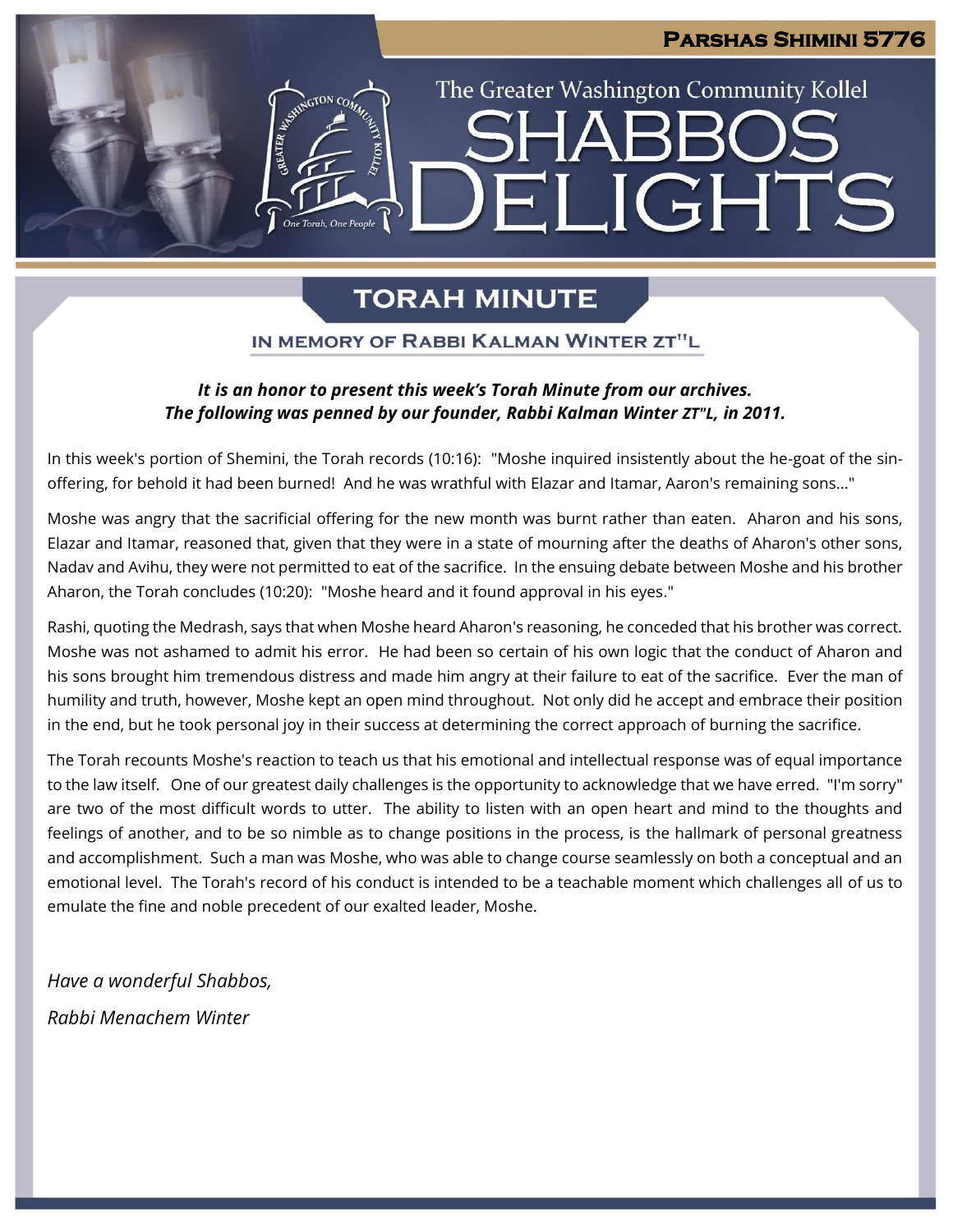**Parshas Shimini 5776**

The Greater Washington Community Kollel

# SHABBOS DELIGHTS

## TORAH MINUTE

### IN MEMORY OF RABBI KALMAN WINTER ZT"L

***It is an honor to present this week's Torah Minute from our archives. The following was penned by our founder, Rabbi Kalman Winter ZT"L, in 2011.***

In this week's portion of Shemini, the Torah records (10:16): "Moshe inquired insistently about the he-goat of the sin-offering, for behold it had been burned! And he was wrathful with Elazar and Itamar, Aaron's remaining sons..."

Moshe was angry that the sacrificial offering for the new month was burnt rather than eaten. Aharon and his sons, Elazar and Itamar, reasoned that, given that they were in a state of mourning after the deaths of Aharon's other sons, Nadav and Avihu, they were not permitted to eat of the sacrifice. In the ensuing debate between Moshe and his brother Aharon, the Torah concludes (10:20): "Moshe heard and it found approval in his eyes."

Rashi, quoting the Medrash, says that when Moshe heard Aharon's reasoning, he conceded that his brother was correct. Moshe was not ashamed to admit his error. He had been so certain of his own logic that the conduct of Aharon and his sons brought him tremendous distress and made him angry at their failure to eat of the sacrifice. Ever the man of humility and truth, however, Moshe kept an open mind throughout. Not only did he accept and embrace their position in the end, but he took personal joy in their success at determining the correct approach of burning the sacrifice.

The Torah recounts Moshe's reaction to teach us that his emotional and intellectual response was of equal importance to the law itself. One of our greatest daily challenges is the opportunity to acknowledge that we have erred. "I'm sorry" are two of the most difficult words to utter. The ability to listen with an open heart and mind to the thoughts and feelings of another, and to be so nimble as to change positions in the process, is the hallmark of personal greatness and accomplishment. Such a man was Moshe, who was able to change course seamlessly on both a conceptual and an emotional level. The Torah's record of his conduct is intended to be a teachable moment which challenges all of us to emulate the fine and noble precedent of our exalted leader, Moshe.

*Have a wonderful Shabbos,*

*Rabbi Menachem Winter*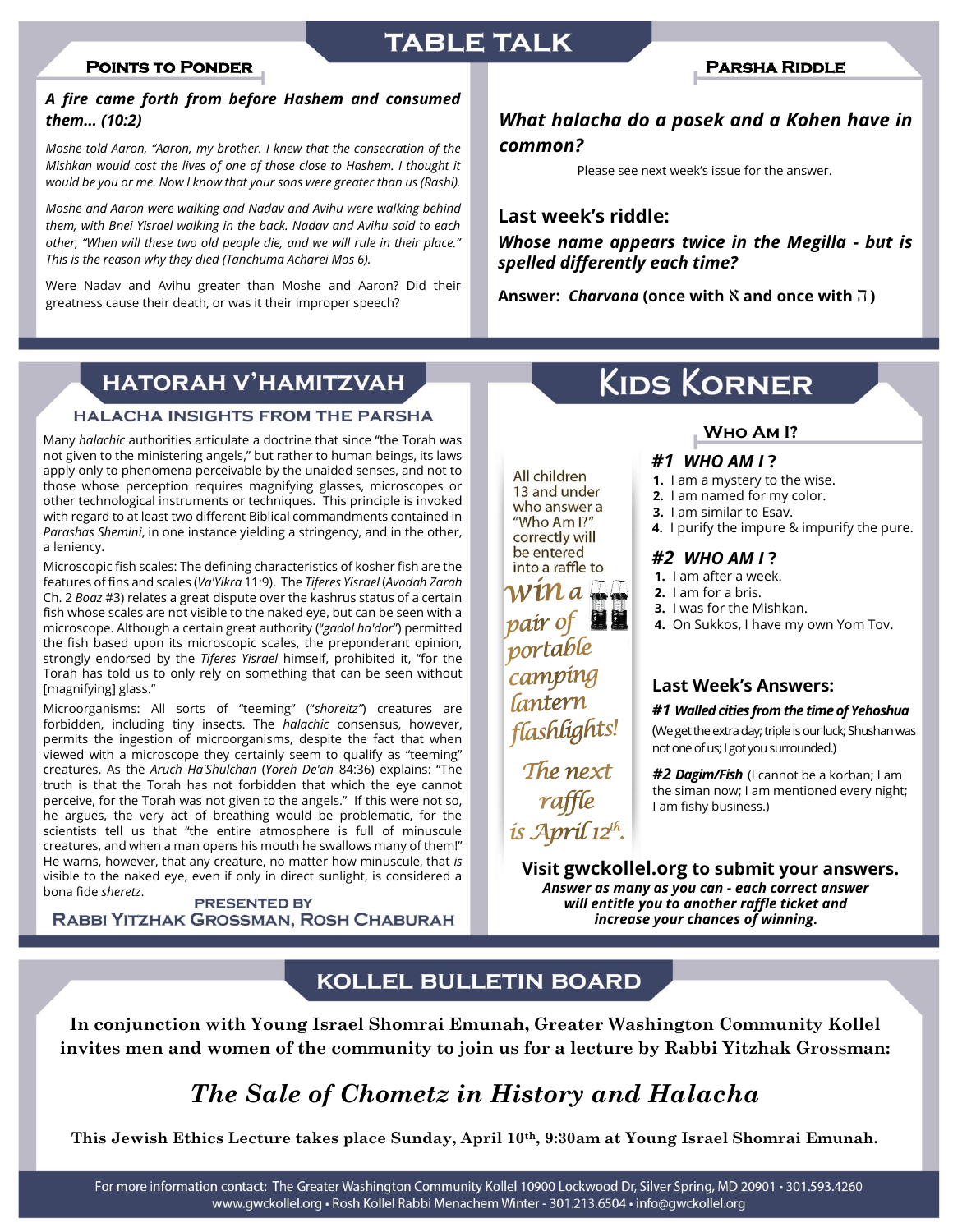# TABLE TALK

## Points to Ponder

***A fire came forth from before Hashem and consumed them... (10:2)***

*Moshe told Aaron, "Aaron, my brother. I knew that the consecration of the Mishkan would cost the lives of one of those close to Hashem. I thought it would be you or me. Now I know that your sons were greater than us (Rashi).*

*Moshe and Aaron were walking and Nadav and Avihu were walking behind them, with Bnei Yisrael walking in the back. Nadav and Avihu said to each other, "When will these two old people die, and we will rule in their place." This is the reason why they died (Tanchuma Acharei Mos 6).*

Were Nadav and Avihu greater than Moshe and Aaron? Did their greatness cause their death, or was it their improper speech?

## Parsha Riddle

***What halacha do a posek and a Kohen have in common?***

Please see next week's issue for the answer.

**Last week's riddle:**

***Whose name appears twice in the Megilla - but is spelled differently each time?***

**Answer: *Charvona* (once with א and once with ה)**

# HATORAH V'HAMITZVAH

## HALACHA INSIGHTS FROM THE PARSHA

Many *halachic* authorities articulate a doctrine that since "the Torah was not given to the ministering angels," but rather to human beings, its laws apply only to phenomena perceivable by the unaided senses, and not to those whose perception requires magnifying glasses, microscopes or other technological instruments or techniques. This principle is invoked with regard to at least two different Biblical commandments contained in *Parashas Shemini*, in one instance yielding a stringency, and in the other, a leniency.

Microscopic fish scales: The defining characteristics of kosher fish are the features of fins and scales (*Va'Yikra* 11:9). The *Tiferes Yisrael* (*Avodah Zarah* Ch. 2 *Boaz* #3) relates a great dispute over the kashrus status of a certain fish whose scales are not visible to the naked eye, but can be seen with a microscope. Although a certain great authority ("*gadol ha'dor*") permitted the fish based upon its microscopic scales, the preponderant opinion, strongly endorsed by the *Tiferes Yisrael* himself, prohibited it, "for the Torah has told us to only rely on something that can be seen without [magnifying] glass."

Microorganisms: All sorts of "teeming" ("*shoreitz*") creatures are forbidden, including tiny insects. The *halachic* consensus, however, permits the ingestion of microorganisms, despite the fact that when viewed with a microscope they certainly seem to qualify as "teeming" creatures. As the *Aruch Ha'Shulchan* (*Yoreh De'ah* 84:36) explains: "The truth is that the Torah has not forbidden that which the eye cannot perceive, for the Torah was not given to the angels." If this were not so, he argues, the very act of breathing would be problematic, for the scientists tell us that "the entire atmosphere is full of minuscule creatures, and when a man opens his mouth he swallows many of them!" He warns, however, that any creature, no matter how minuscule, that *is* visible to the naked eye, even if only in direct sunlight, is considered a bona fide *sheretz*.

PRESENTED BY
RABBI YITZHAK GROSSMAN, ROSH CHABURAH

# Kids Korner

All children 13 and under who answer a "Who Am I?" correctly will be entered into a raffle to *win a pair of portable camping lantern flashlights!*

*The next raffle is April 12th.*

## Who Am I?

### #1 WHO AM I ?

1. I am a mystery to the wise.
2. I am named for my color.
3. I am similar to Esav.
4. I purify the impure & impurify the pure.

### #2 WHO AM I ?

1. I am after a week.
2. I am for a bris.
3. I was for the Mishkan.
4. On Sukkos, I have my own Yom Tov.

**Last Week's Answers:**

***#1 Walled cities from the time of Yehoshua*** (We get the extra day; triple is our luck; Shushan was not one of us; I got you surrounded.)

***#2 Dagim/Fish*** (I cannot be a korban; I am the siman now; I am mentioned every night; I am fishy business.)

**Visit gwckollel.org to submit your answers.**
***Answer as many as you can - each correct answer will entitle you to another raffle ticket and increase your chances of winning.***

# KOLLEL BULLETIN BOARD

**In conjunction with Young Israel Shomrai Emunah, Greater Washington Community Kollel invites men and women of the community to join us for a lecture by Rabbi Yitzhak Grossman:**

***The Sale of Chometz in History and Halacha***

**This Jewish Ethics Lecture takes place Sunday, April 10th, 9:30am at Young Israel Shomrai Emunah.**

For more information contact: The Greater Washington Community Kollel 10900 Lockwood Dr, Silver Spring, MD 20901 • 301.593.4260
www.gwckollel.org • Rosh Kollel Rabbi Menachem Winter - 301.213.6504 • info@gwckollel.org